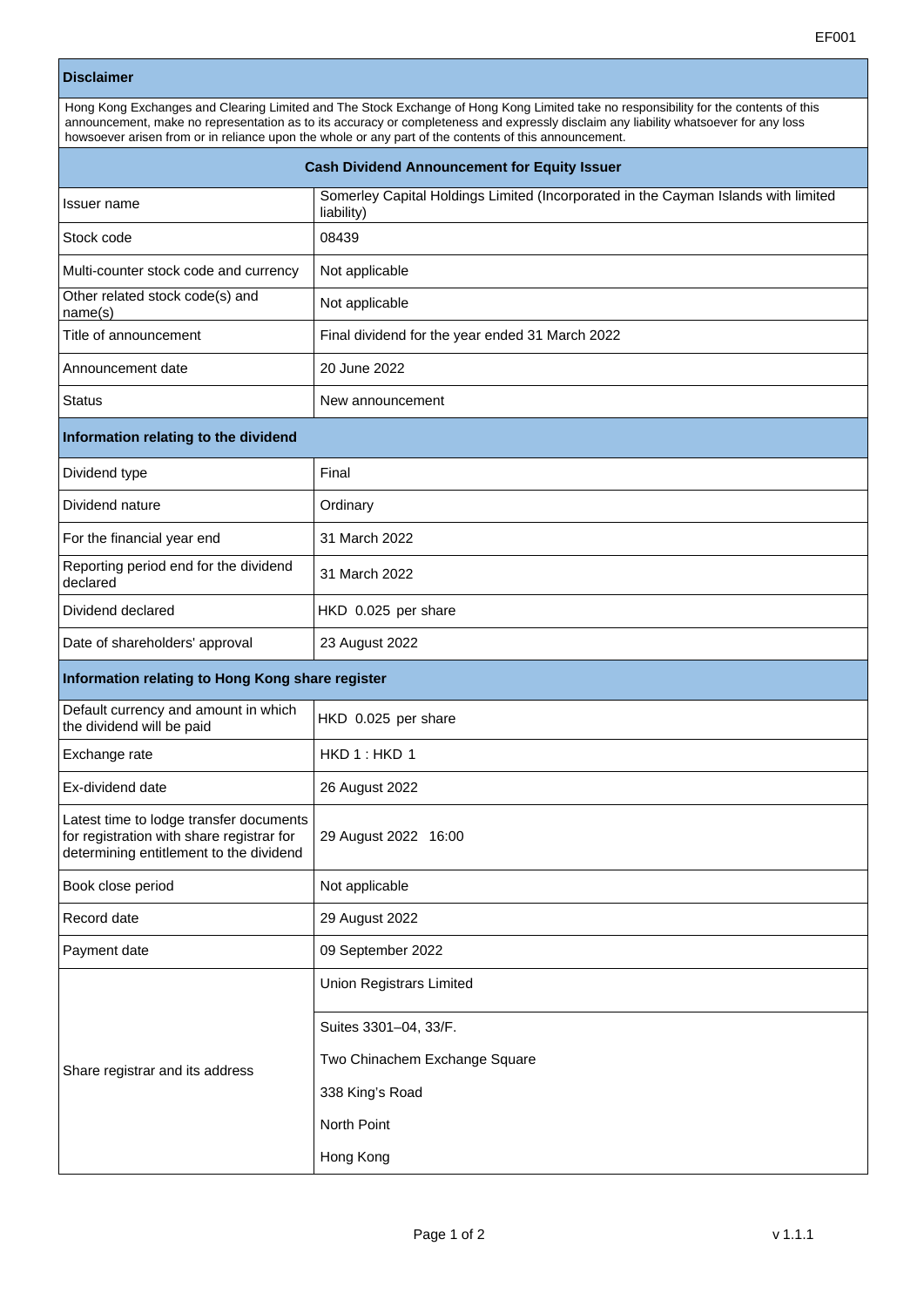EF001

| **Disclaimer** | |
| --- | --- |
| Hong Kong Exchanges and Clearing Limited and The Stock Exchange of Hong Kong Limited take no responsibility for the contents of this announcement, make no representation as to its accuracy or completeness and expressly disclaim any liability whatsoever for any loss howsoever arisen from or in reliance upon the whole or any part of the contents of this announcement. | |
| **Cash Dividend Announcement for Equity Issuer** | |
| Issuer name | Somerley Capital Holdings Limited (Incorporated in the Cayman Islands with limited liability) |
| Stock code | 08439 |
| Multi-counter stock code and currency | Not applicable |
| Other related stock code(s) and name(s) | Not applicable |
| Title of announcement | Final dividend for the year ended 31 March 2022 |
| Announcement date | 20 June 2022 |
| Status | New announcement |
| **Information relating to the dividend** | |
| Dividend type | Final |
| Dividend nature | Ordinary |
| For the financial year end | 31 March 2022 |
| Reporting period end for the dividend declared | 31 March 2022 |
| Dividend declared | HKD 0.025 per share |
| Date of shareholders' approval | 23 August 2022 |
| **Information relating to Hong Kong share register** | |
| Default currency and amount in which the dividend will be paid | HKD 0.025 per share |
| Exchange rate | HKD 1 : HKD 1 |
| Ex-dividend date | 26 August 2022 |
| Latest time to lodge transfer documents for registration with share registrar for determining entitlement to the dividend | 29 August 2022 16:00 |
| Book close period | Not applicable |
| Record date | 29 August 2022 |
| Payment date | 09 September 2022 |
| Share registrar and its address | Union Registrars Limited<br><br>Suites 3301–04, 33/F.<br>Two Chinachem Exchange Square<br>338 King's Road<br>North Point<br>Hong Kong |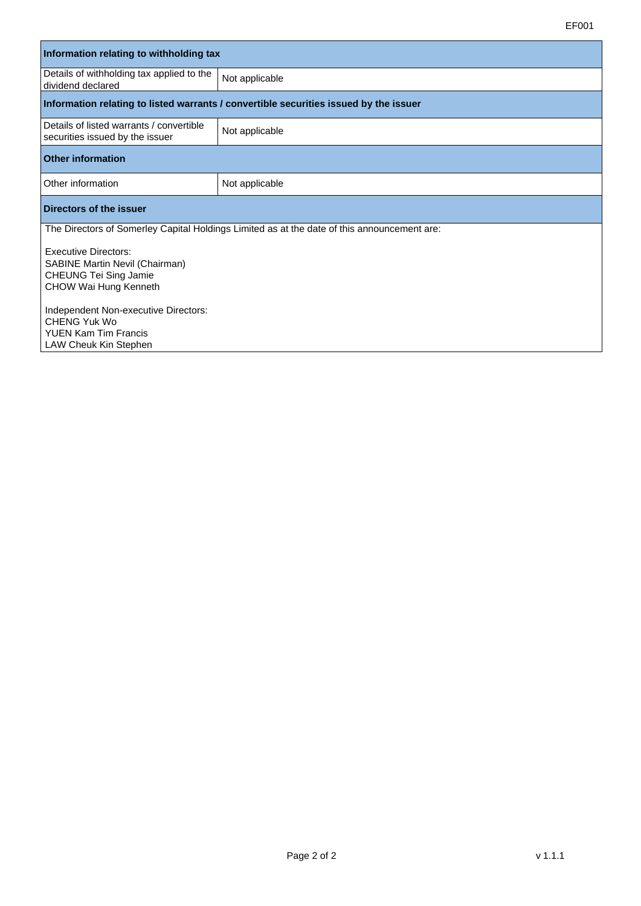## Information relating to withholding tax

| | |
|---|---|
| Details of withholding tax applied to the dividend declared | Not applicable |

## Information relating to listed warrants / convertible securities issued by the issuer

| | |
|---|---|
| Details of listed warrants / convertible securities issued by the issuer | Not applicable |

## Other information

| | |
|---|---|
| Other information | Not applicable |

## Directors of the issuer

The Directors of Somerley Capital Holdings Limited as at the date of this announcement are:

Executive Directors:
SABINE Martin Nevil (Chairman)
CHEUNG Tei Sing Jamie
CHOW Wai Hung Kenneth

Independent Non-executive Directors:
CHENG Yuk Wo
YUEN Kam Tim Francis
LAW Cheuk Kin Stephen